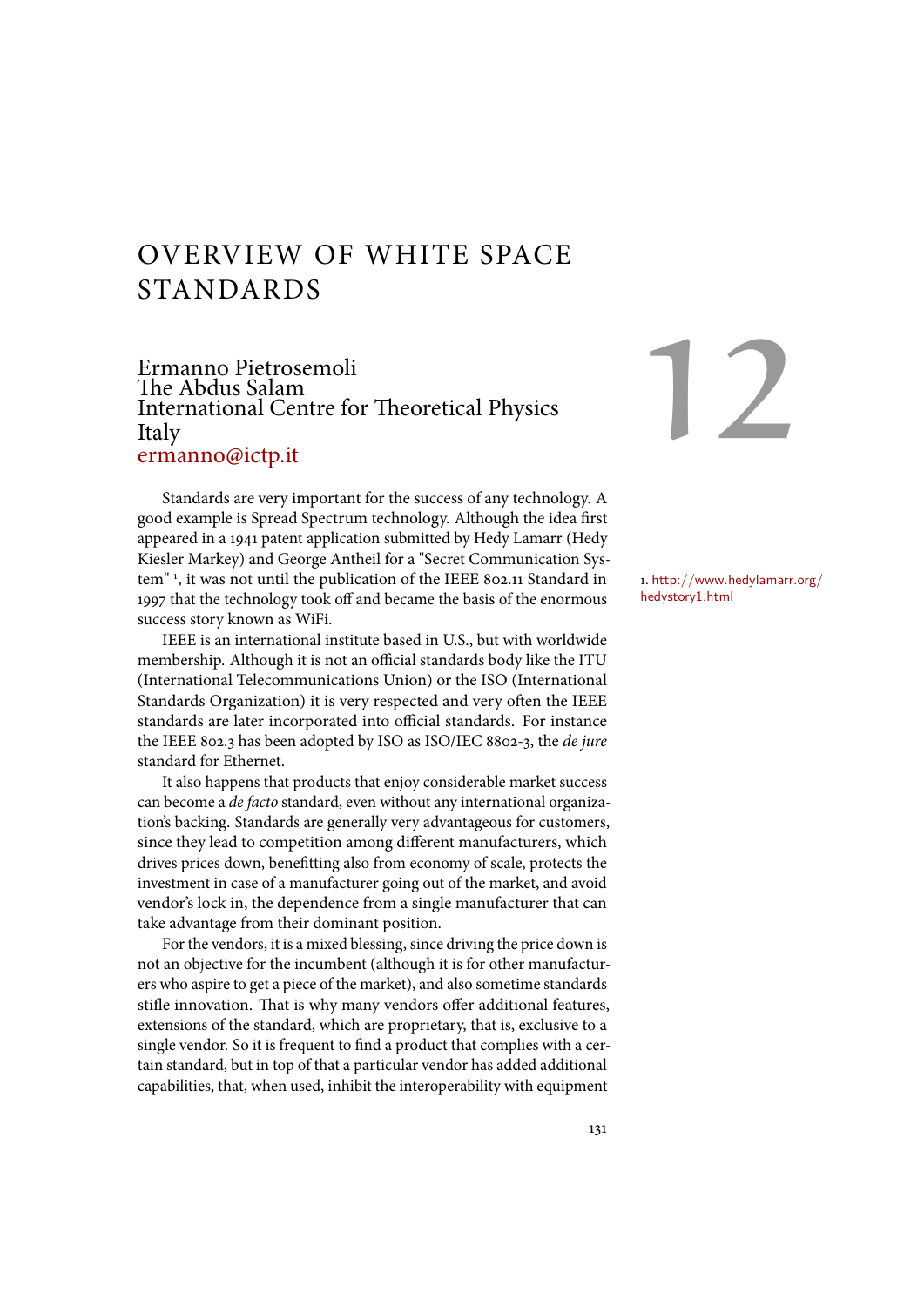# OVERVIEW OF WHITE SPACE STANDARDS

12

Ermanno Pietrosemoli
The Abdus Salam
International Centre for Theoretical Physics
Italy
ermanno@ictp.it

Standards are very important for the success of any technology. A good example is Spread Spectrum technology. Although the idea first appeared in a 1941 patent application submitted by Hedy Lamarr (Hedy Kiesler Markey) and George Antheil for a "Secret Communication System" [1], it was not until the publication of the IEEE 802.11 Standard in 1997 that the technology took off and became the basis of the enormous success story known as WiFi.

[1] http://www.hedylamarr.org/hedystory1.html

IEEE is an international institute based in U.S., but with worldwide membership. Although it is not an official standards body like the ITU (International Telecommunications Union) or the ISO (International Standards Organization) it is very respected and very often the IEEE standards are later incorporated into official standards. For instance the IEEE 802.3 has been adopted by ISO as ISO/IEC 8802-3, the *de jure* standard for Ethernet.

It also happens that products that enjoy considerable market success can become a *de facto* standard, even without any international organization's backing. Standards are generally very advantageous for customers, since they lead to competition among different manufacturers, which drives prices down, benefitting also from economy of scale, protects the investment in case of a manufacturer going out of the market, and avoid vendor's lock in, the dependence from a single manufacturer that can take advantage from their dominant position.

For the vendors, it is a mixed blessing, since driving the price down is not an objective for the incumbent (although it is for other manufacturers who aspire to get a piece of the market), and also sometime standards stifle innovation. That is why many vendors offer additional features, extensions of the standard, which are proprietary, that is, exclusive to a single vendor. So it is frequent to find a product that complies with a certain standard, but in top of that a particular vendor has added additional capabilities, that, when used, inhibit the interoperability with equipment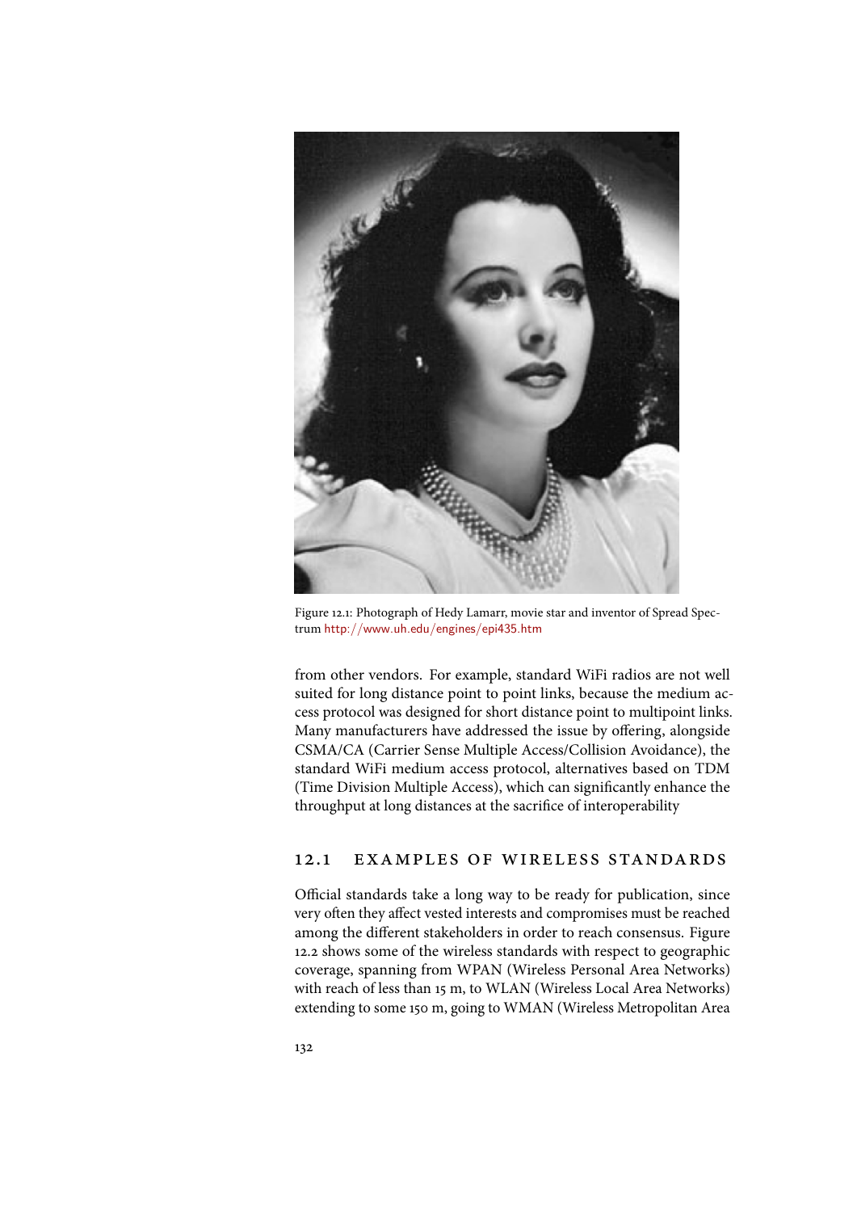Figure 12.1: Photograph of Hedy Lamarr, movie star and inventor of Spread Spectrum http://www.uh.edu/engines/epi435.htm

from other vendors. For example, standard WiFi radios are not well suited for long distance point to point links, because the medium access protocol was designed for short distance point to multipoint links. Many manufacturers have addressed the issue by offering, alongside CSMA/CA (Carrier Sense Multiple Access/Collision Avoidance), the standard WiFi medium access protocol, alternatives based on TDM (Time Division Multiple Access), which can significantly enhance the throughput at long distances at the sacrifice of interoperability

## 12.1 EXAMPLES OF WIRELESS STANDARDS

Official standards take a long way to be ready for publication, since very often they affect vested interests and compromises must be reached among the different stakeholders in order to reach consensus. Figure 12.2 shows some of the wireless standards with respect to geographic coverage, spanning from WPAN (Wireless Personal Area Networks) with reach of less than 15 m, to WLAN (Wireless Local Area Networks) extending to some 150 m, going to WMAN (Wireless Metropolitan Area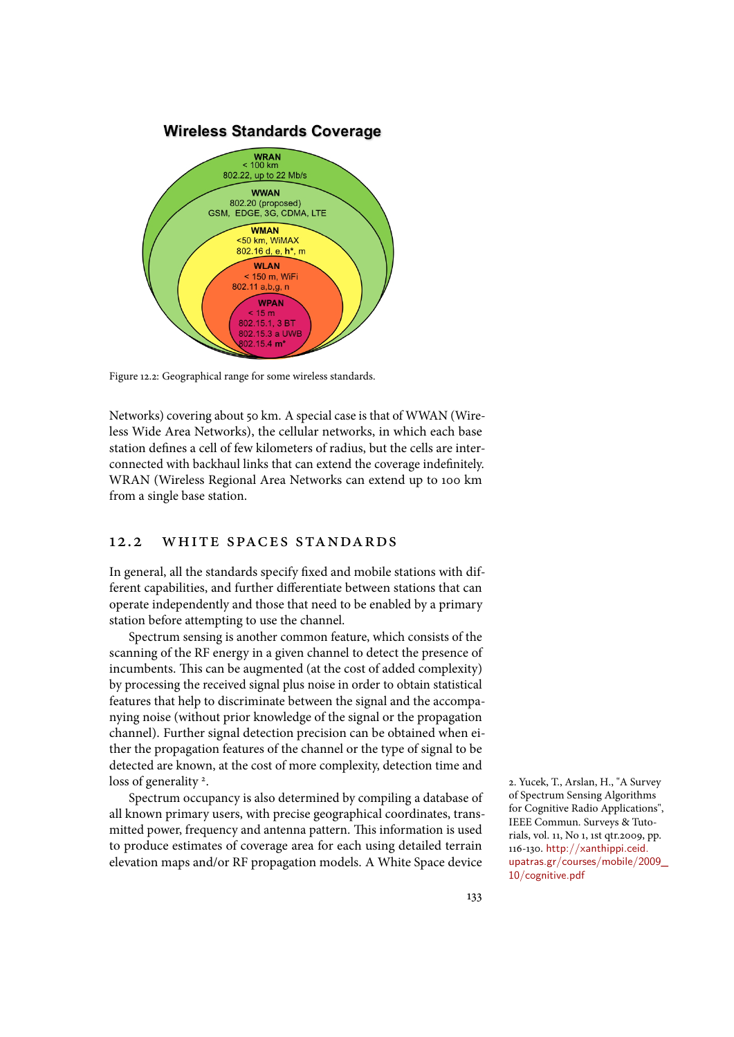Wireless Standards Coverage

WRAN
< 100 km
802.22, up to 22 Mb/s

WWAN
802.20 (proposed)
GSM, EDGE, 3G, CDMA, LTE

WMAN
<50 km, WiMAX
802.16 d, e, **h***, m

WLAN
< 150 m, WiFi
802.11 a,b,g, n

WPAN
< 15 m
802.15.1, 3 BT
802.15.3 a UWB
802.15.4 **m***

Figure 12.2: Geographical range for some wireless standards.

Networks) covering about 50 km. A special case is that of WWAN (Wireless Wide Area Networks), the cellular networks, in which each base station defines a cell of few kilometers of radius, but the cells are interconnected with backhaul links that can extend the coverage indefinitely. WRAN (Wireless Regional Area Networks can extend up to 100 km from a single base station.

## 12.2 WHITE SPACES STANDARDS

In general, all the standards specify fixed and mobile stations with different capabilities, and further differentiate between stations that can operate independently and those that need to be enabled by a primary station before attempting to use the channel.

Spectrum sensing is another common feature, which consists of the scanning of the RF energy in a given channel to detect the presence of incumbents. This can be augmented (at the cost of added complexity) by processing the received signal plus noise in order to obtain statistical features that help to discriminate between the signal and the accompanying noise (without prior knowledge of the signal or the propagation channel). Further signal detection precision can be obtained when either the propagation features of the channel or the type of signal to be detected are known, at the cost of more complexity, detection time and loss of generality [2].

Spectrum occupancy is also determined by compiling a database of all known primary users, with precise geographical coordinates, transmitted power, frequency and antenna pattern. This information is used to produce estimates of coverage area for each using detailed terrain elevation maps and/or RF propagation models. A White Space device

2. Yucek, T., Arslan, H., "A Survey of Spectrum Sensing Algorithms for Cognitive Radio Applications", IEEE Commun. Surveys & Tutorials, vol. 11, No 1, 1st qtr.2009, pp. 116-130. http://xanthippi.ceid.upatras.gr/courses/mobile/2009_10/cognitive.pdf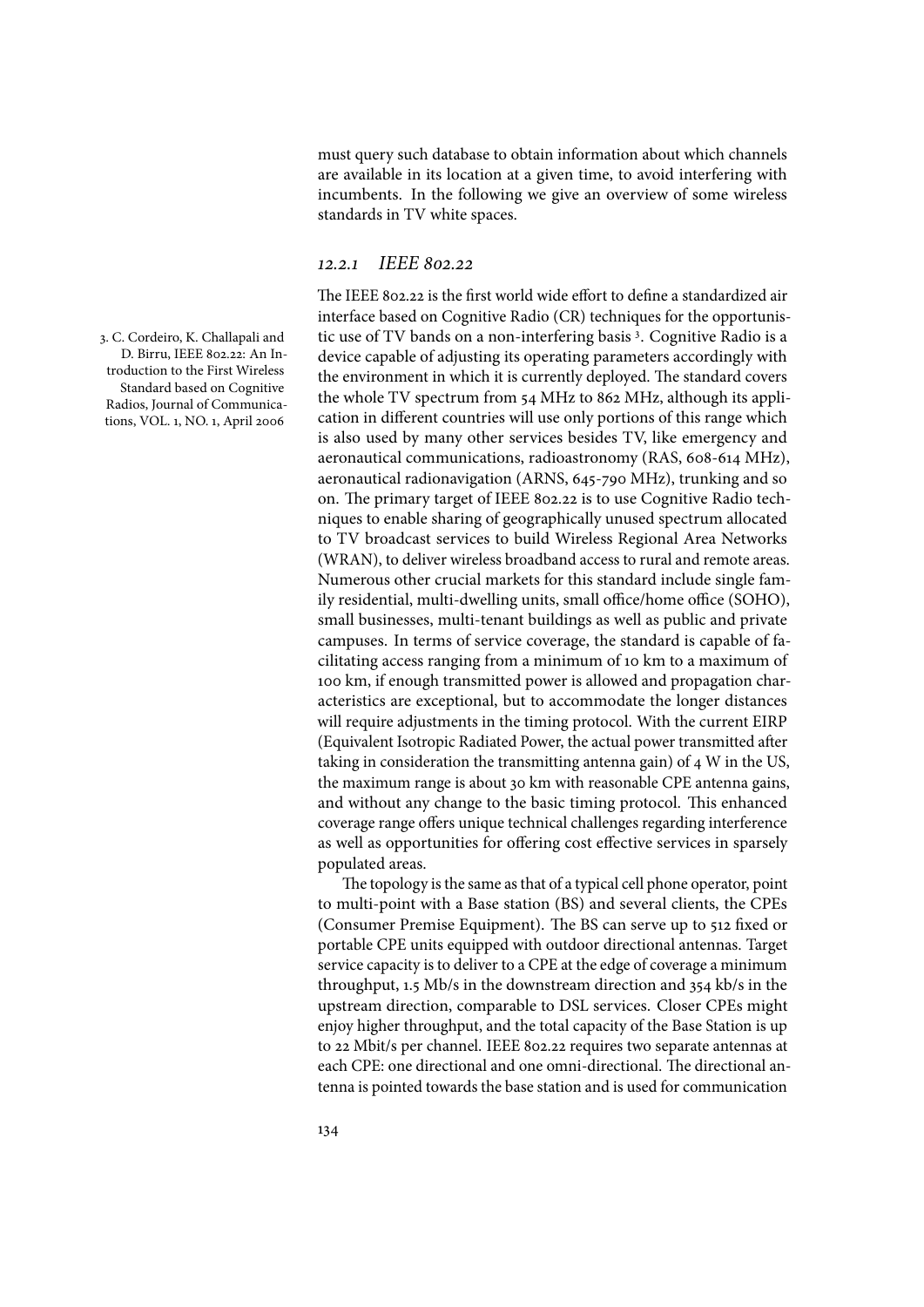must query such database to obtain information about which channels are available in its location at a given time, to avoid interfering with incumbents. In the following we give an overview of some wireless standards in TV white spaces.

### 12.2.1 *IEEE 802.22*

The IEEE 802.22 is the first world wide effort to define a standardized air interface based on Cognitive Radio (CR) techniques for the opportunistic use of TV bands on a non-interfering basis [3]. Cognitive Radio is a device capable of adjusting its operating parameters accordingly with the environment in which it is currently deployed. The standard covers the whole TV spectrum from 54 MHz to 862 MHz, although its application in different countries will use only portions of this range which is also used by many other services besides TV, like emergency and aeronautical communications, radioastronomy (RAS, 608-614 MHz), aeronautical radionavigation (ARNS, 645-790 MHz), trunking and so on. The primary target of IEEE 802.22 is to use Cognitive Radio techniques to enable sharing of geographically unused spectrum allocated to TV broadcast services to build Wireless Regional Area Networks (WRAN), to deliver wireless broadband access to rural and remote areas. Numerous other crucial markets for this standard include single family residential, multi-dwelling units, small office/home office (SOHO), small businesses, multi-tenant buildings as well as public and private campuses. In terms of service coverage, the standard is capable of facilitating access ranging from a minimum of 10 km to a maximum of 100 km, if enough transmitted power is allowed and propagation characteristics are exceptional, but to accommodate the longer distances will require adjustments in the timing protocol. With the current EIRP (Equivalent Isotropic Radiated Power, the actual power transmitted after taking in consideration the transmitting antenna gain) of 4 W in the US, the maximum range is about 30 km with reasonable CPE antenna gains, and without any change to the basic timing protocol. This enhanced coverage range offers unique technical challenges regarding interference as well as opportunities for offering cost effective services in sparsely populated areas.

3. C. Cordeiro, K. Challapali and D. Birru, IEEE 802.22: An Introduction to the First Wireless Standard based on Cognitive Radios, Journal of Communications, VOL. 1, NO. 1, April 2006

The topology is the same as that of a typical cell phone operator, point to multi-point with a Base station (BS) and several clients, the CPEs (Consumer Premise Equipment). The BS can serve up to 512 fixed or portable CPE units equipped with outdoor directional antennas. Target service capacity is to deliver to a CPE at the edge of coverage a minimum throughput, 1.5 Mb/s in the downstream direction and 354 kb/s in the upstream direction, comparable to DSL services. Closer CPEs might enjoy higher throughput, and the total capacity of the Base Station is up to 22 Mbit/s per channel. IEEE 802.22 requires two separate antennas at each CPE: one directional and one omni-directional. The directional antenna is pointed towards the base station and is used for communication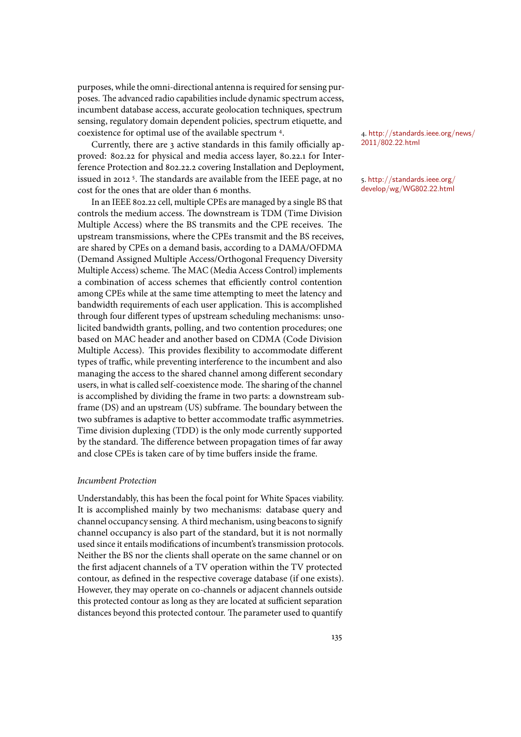purposes, while the omni-directional antenna is required for sensing purposes. The advanced radio capabilities include dynamic spectrum access, incumbent database access, accurate geolocation techniques, spectrum sensing, regulatory domain dependent policies, spectrum etiquette, and coexistence for optimal use of the available spectrum [4].

[4] http://standards.ieee.org/news/2011/802.22.html

Currently, there are 3 active standards in this family officially approved: 802.22 for physical and media access layer, 80.22.1 for Interference Protection and 802.22.2 covering Installation and Deployment, issued in 2012 [5]. The standards are available from the IEEE page, at no cost for the ones that are older than 6 months.

[5] http://standards.ieee.org/develop/wg/WG802.22.html

In an IEEE 802.22 cell, multiple CPEs are managed by a single BS that controls the medium access. The downstream is TDM (Time Division Multiple Access) where the BS transmits and the CPE receives. The upstream transmissions, where the CPEs transmit and the BS receives, are shared by CPEs on a demand basis, according to a DAMA/OFDMA (Demand Assigned Multiple Access/Orthogonal Frequency Diversity Multiple Access) scheme. The MAC (Media Access Control) implements a combination of access schemes that efficiently control contention among CPEs while at the same time attempting to meet the latency and bandwidth requirements of each user application. This is accomplished through four different types of upstream scheduling mechanisms: unsolicited bandwidth grants, polling, and two contention procedures; one based on MAC header and another based on CDMA (Code Division Multiple Access). This provides flexibility to accommodate different types of traffic, while preventing interference to the incumbent and also managing the access to the shared channel among different secondary users, in what is called self-coexistence mode. The sharing of the channel is accomplished by dividing the frame in two parts: a downstream subframe (DS) and an upstream (US) subframe. The boundary between the two subframes is adaptive to better accommodate traffic asymmetries. Time division duplexing (TDD) is the only mode currently supported by the standard. The difference between propagation times of far away and close CPEs is taken care of by time buffers inside the frame.

*Incumbent Protection*

Understandably, this has been the focal point for White Spaces viability. It is accomplished mainly by two mechanisms: database query and channel occupancy sensing. A third mechanism, using beacons to signify channel occupancy is also part of the standard, but it is not normally used since it entails modifications of incumbent's transmission protocols. Neither the BS nor the clients shall operate on the same channel or on the first adjacent channels of a TV operation within the TV protected contour, as defined in the respective coverage database (if one exists). However, they may operate on co-channels or adjacent channels outside this protected contour as long as they are located at sufficient separation distances beyond this protected contour. The parameter used to quantify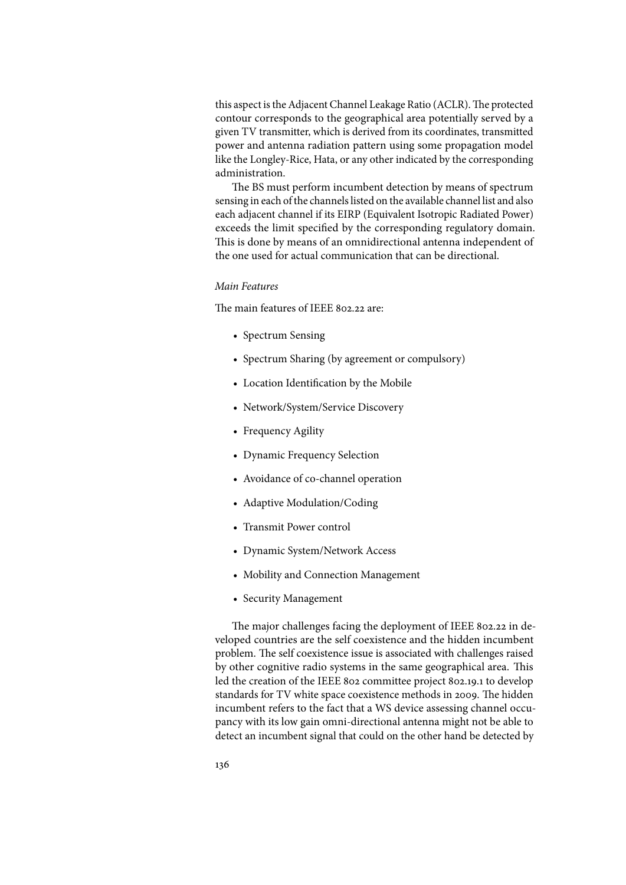this aspect is the Adjacent Channel Leakage Ratio (ACLR). The protected contour corresponds to the geographical area potentially served by a given TV transmitter, which is derived from its coordinates, transmitted power and antenna radiation pattern using some propagation model like the Longley-Rice, Hata, or any other indicated by the corresponding administration.

The BS must perform incumbent detection by means of spectrum sensing in each of the channels listed on the available channel list and also each adjacent channel if its EIRP (Equivalent Isotropic Radiated Power) exceeds the limit specified by the corresponding regulatory domain. This is done by means of an omnidirectional antenna independent of the one used for actual communication that can be directional.

*Main Features*

The main features of IEEE 802.22 are:

- Spectrum Sensing
- Spectrum Sharing (by agreement or compulsory)
- Location Identification by the Mobile
- Network/System/Service Discovery
- Frequency Agility
- Dynamic Frequency Selection
- Avoidance of co-channel operation
- Adaptive Modulation/Coding
- Transmit Power control
- Dynamic System/Network Access
- Mobility and Connection Management
- Security Management

The major challenges facing the deployment of IEEE 802.22 in developed countries are the self coexistence and the hidden incumbent problem. The self coexistence issue is associated with challenges raised by other cognitive radio systems in the same geographical area. This led the creation of the IEEE 802 committee project 802.19.1 to develop standards for TV white space coexistence methods in 2009. The hidden incumbent refers to the fact that a WS device assessing channel occupancy with its low gain omni-directional antenna might not be able to detect an incumbent signal that could on the other hand be detected by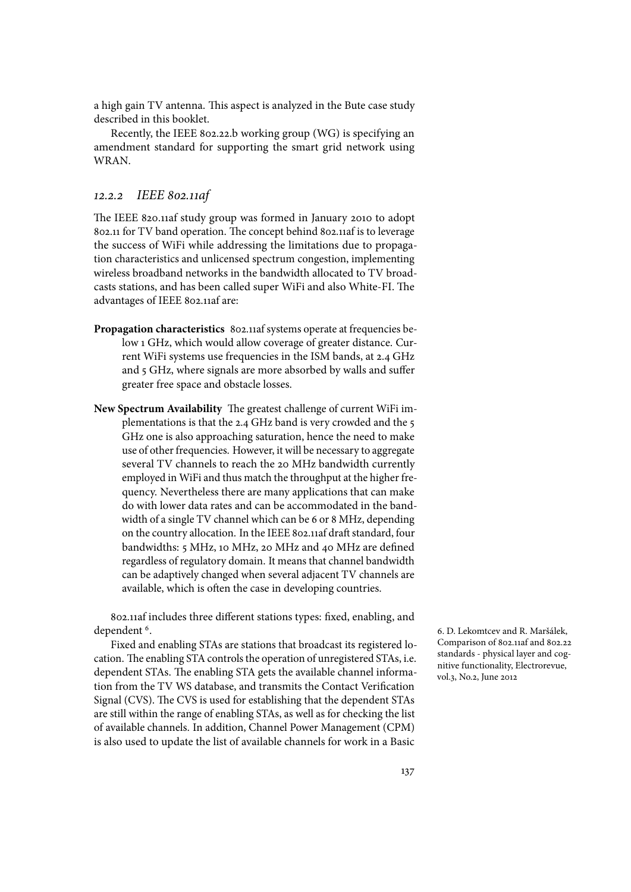a high gain TV antenna. This aspect is analyzed in the Bute case study described in this booklet.

Recently, the IEEE 802.22.b working group (WG) is specifying an amendment standard for supporting the smart grid network using WRAN.

### *12.2.2 IEEE 802.11af*

The IEEE 820.11af study group was formed in January 2010 to adopt 802.11 for TV band operation. The concept behind 802.11af is to leverage the success of WiFi while addressing the limitations due to propagation characteristics and unlicensed spectrum congestion, implementing wireless broadband networks in the bandwidth allocated to TV broadcasts stations, and has been called super WiFi and also White-FI. The advantages of IEEE 802.11af are:

**Propagation characteristics** 802.11af systems operate at frequencies below 1 GHz, which would allow coverage of greater distance. Current WiFi systems use frequencies in the ISM bands, at 2.4 GHz and 5 GHz, where signals are more absorbed by walls and suffer greater free space and obstacle losses.

**New Spectrum Availability** The greatest challenge of current WiFi implementations is that the 2.4 GHz band is very crowded and the 5 GHz one is also approaching saturation, hence the need to make use of other frequencies. However, it will be necessary to aggregate several TV channels to reach the 20 MHz bandwidth currently employed in WiFi and thus match the throughput at the higher frequency. Nevertheless there are many applications that can make do with lower data rates and can be accommodated in the bandwidth of a single TV channel which can be 6 or 8 MHz, depending on the country allocation. In the IEEE 802.11af draft standard, four bandwidths: 5 MHz, 10 MHz, 20 MHz and 40 MHz are defined regardless of regulatory domain. It means that channel bandwidth can be adaptively changed when several adjacent TV channels are available, which is often the case in developing countries.

802.11af includes three different stations types: fixed, enabling, and dependent [6].

Fixed and enabling STAs are stations that broadcast its registered location. The enabling STA controls the operation of unregistered STAs, i.e. dependent STAs. The enabling STA gets the available channel information from the TV WS database, and transmits the Contact Verification Signal (CVS). The CVS is used for establishing that the dependent STAs are still within the range of enabling STAs, as well as for checking the list of available channels. In addition, Channel Power Management (CPM) is also used to update the list of available channels for work in a Basic

6. D. Lekomtcev and R. Maršálek, Comparison of 802.11af and 802.22 standards - physical layer and cognitive functionality, Electrorevue, vol.3, No.2, June 2012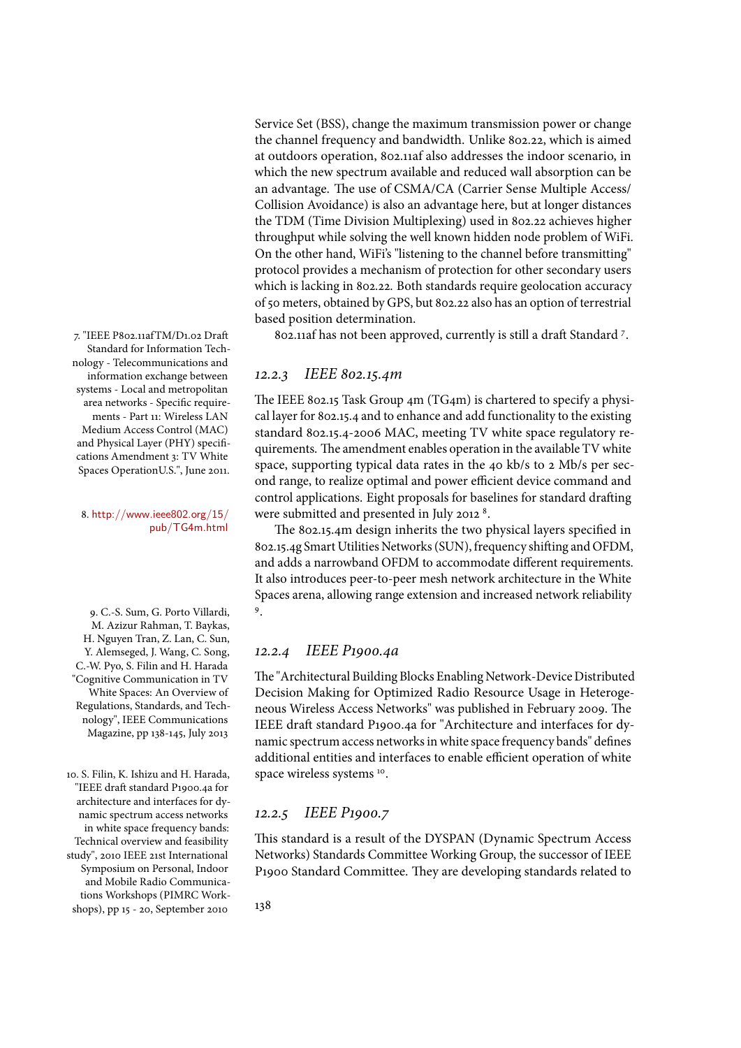Service Set (BSS), change the maximum transmission power or change the channel frequency and bandwidth. Unlike 802.22, which is aimed at outdoors operation, 802.11af also addresses the indoor scenario, in which the new spectrum available and reduced wall absorption can be an advantage. The use of CSMA/CA (Carrier Sense Multiple Access/ Collision Avoidance) is also an advantage here, but at longer distances the TDM (Time Division Multiplexing) used in 802.22 achieves higher throughput while solving the well known hidden node problem of WiFi. On the other hand, WiFi's "listening to the channel before transmitting" protocol provides a mechanism of protection for other secondary users which is lacking in 802.22. Both standards require geolocation accuracy of 50 meters, obtained by GPS, but 802.22 also has an option of terrestrial based position determination.

802.11af has not been approved, currently is still a draft Standard [7].

### 12.2.3 IEEE 802.15.4m

The IEEE 802.15 Task Group 4m (TG4m) is chartered to specify a physical layer for 802.15.4 and to enhance and add functionality to the existing standard 802.15.4-2006 MAC, meeting TV white space regulatory requirements. The amendment enables operation in the available TV white space, supporting typical data rates in the 40 kb/s to 2 Mb/s per second range, to realize optimal and power efficient device command and control applications. Eight proposals for baselines for standard drafting were submitted and presented in July 2012 [8].

The 802.15.4m design inherits the two physical layers specified in 802.15.4g Smart Utilities Networks (SUN), frequency shifting and OFDM, and adds a narrowband OFDM to accommodate different requirements. It also introduces peer-to-peer mesh network architecture in the White Spaces arena, allowing range extension and increased network reliability [9].

### 12.2.4 IEEE P1900.4a

The "Architectural Building Blocks Enabling Network-Device Distributed Decision Making for Optimized Radio Resource Usage in Heterogeneous Wireless Access Networks" was published in February 2009. The IEEE draft standard P1900.4a for "Architecture and interfaces for dynamic spectrum access networks in white space frequency bands" defines additional entities and interfaces to enable efficient operation of white space wireless systems [10].

### 12.2.5 IEEE P1900.7

This standard is a result of the DYSPAN (Dynamic Spectrum Access Networks) Standards Committee Working Group, the successor of IEEE P1900 Standard Committee. They are developing standards related to

---

7. "IEEE P802.11afTM/D1.02 Draft Standard for Information Technology - Telecommunications and information exchange between systems - Local and metropolitan area networks - Specific requirements - Part 11: Wireless LAN Medium Access Control (MAC) and Physical Layer (PHY) specifications Amendment 3: TV White Spaces OperationU.S.", June 2011.

8. http://www.ieee802.org/15/pub/TG4m.html

9. C.-S. Sum, G. Porto Villardi, M. Azizur Rahman, T. Baykas, H. Nguyen Tran, Z. Lan, C. Sun, Y. Alemseged, J. Wang, C. Song, C.-W. Pyo, S. Filin and H. Harada "Cognitive Communication in TV White Spaces: An Overview of Regulations, Standards, and Technology", IEEE Communications Magazine, pp 138-145, July 2013

10. S. Filin, K. Ishizu and H. Harada, "IEEE draft standard P1900.4a for architecture and interfaces for dynamic spectrum access networks in white space frequency bands: Technical overview and feasibility study", 2010 IEEE 21st International Symposium on Personal, Indoor and Mobile Radio Communications Workshops (PIMRC Workshops), pp 15 - 20, September 2010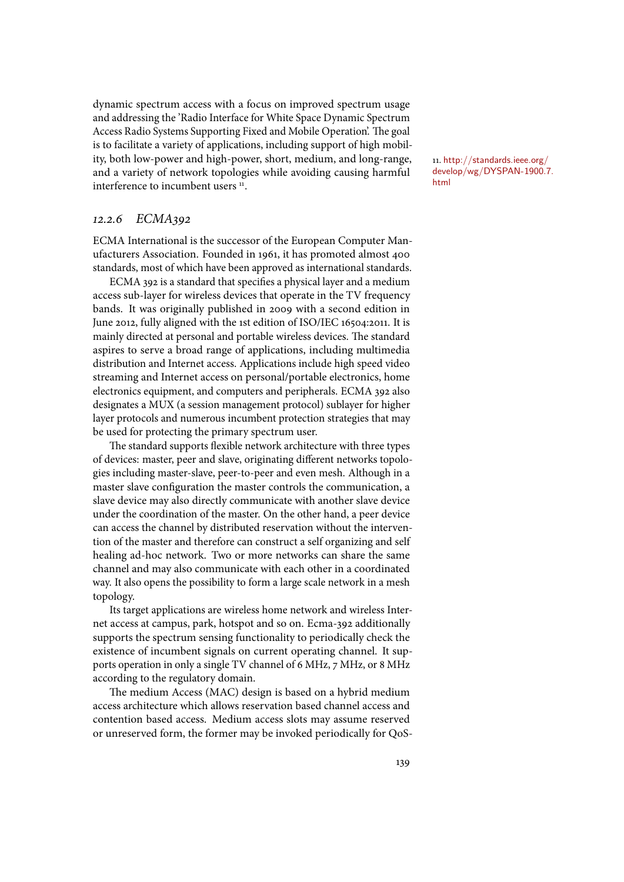dynamic spectrum access with a focus on improved spectrum usage and addressing the 'Radio Interface for White Space Dynamic Spectrum Access Radio Systems Supporting Fixed and Mobile Operation'. The goal is to facilitate a variety of applications, including support of high mobility, both low-power and high-power, short, medium, and long-range, and a variety of network topologies while avoiding causing harmful interference to incumbent users [11].

[11]. http://standards.ieee.org/develop/wg/DYSPAN-1900.7.html

### 12.2.6 *ECMA392*

ECMA International is the successor of the European Computer Manufacturers Association. Founded in 1961, it has promoted almost 400 standards, most of which have been approved as international standards.

ECMA 392 is a standard that specifies a physical layer and a medium access sub-layer for wireless devices that operate in the TV frequency bands. It was originally published in 2009 with a second edition in June 2012, fully aligned with the 1st edition of ISO/IEC 16504:2011. It is mainly directed at personal and portable wireless devices. The standard aspires to serve a broad range of applications, including multimedia distribution and Internet access. Applications include high speed video streaming and Internet access on personal/portable electronics, home electronics equipment, and computers and peripherals. ECMA 392 also designates a MUX (a session management protocol) sublayer for higher layer protocols and numerous incumbent protection strategies that may be used for protecting the primary spectrum user.

The standard supports flexible network architecture with three types of devices: master, peer and slave, originating different networks topologies including master-slave, peer-to-peer and even mesh. Although in a master slave configuration the master controls the communication, a slave device may also directly communicate with another slave device under the coordination of the master. On the other hand, a peer device can access the channel by distributed reservation without the intervention of the master and therefore can construct a self organizing and self healing ad-hoc network. Two or more networks can share the same channel and may also communicate with each other in a coordinated way. It also opens the possibility to form a large scale network in a mesh topology.

Its target applications are wireless home network and wireless Internet access at campus, park, hotspot and so on. Ecma-392 additionally supports the spectrum sensing functionality to periodically check the existence of incumbent signals on current operating channel. It supports operation in only a single TV channel of 6 MHz, 7 MHz, or 8 MHz according to the regulatory domain.

The medium Access (MAC) design is based on a hybrid medium access architecture which allows reservation based channel access and contention based access. Medium access slots may assume reserved or unreserved form, the former may be invoked periodically for QoS-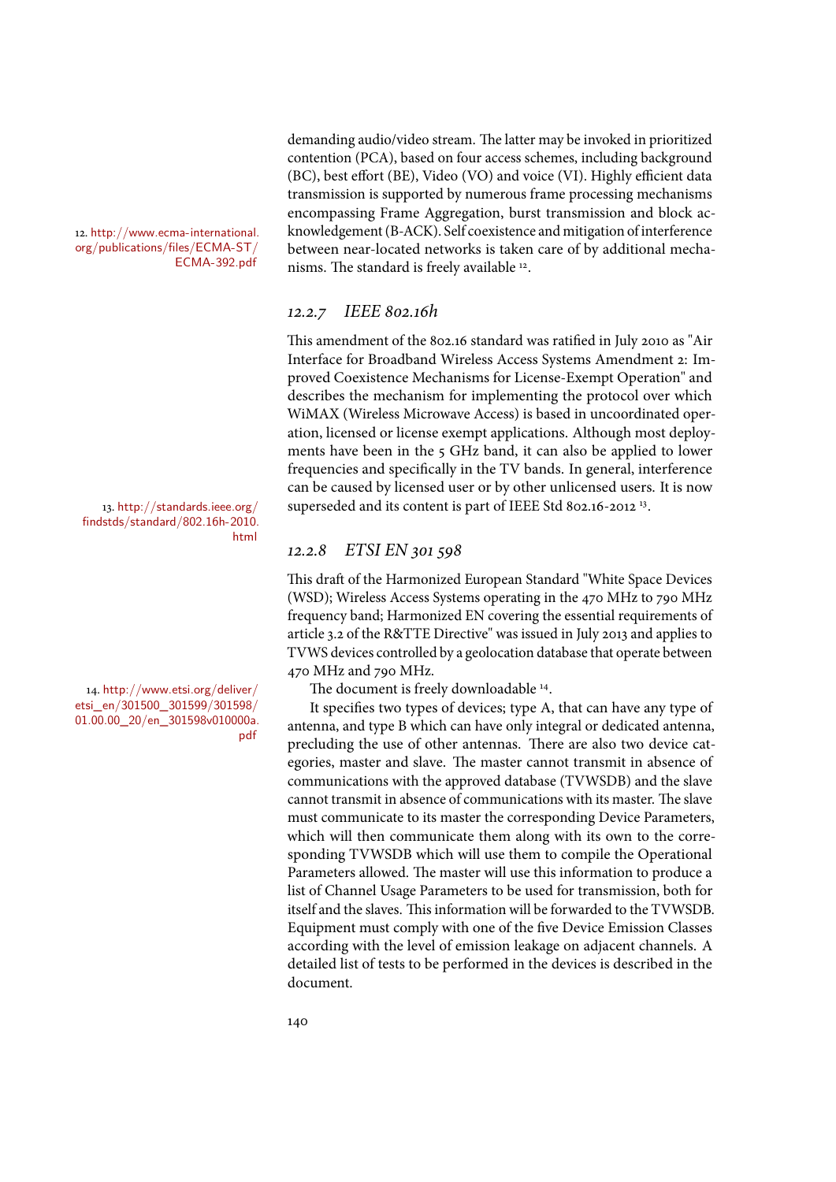demanding audio/video stream. The latter may be invoked in prioritized contention (PCA), based on four access schemes, including background (BC), best effort (BE), Video (VO) and voice (VI). Highly efficient data transmission is supported by numerous frame processing mechanisms encompassing Frame Aggregation, burst transmission and block acknowledgement (B-ACK). Self coexistence and mitigation of interference between near-located networks is taken care of by additional mechanisms. The standard is freely available [12].

12. http://www.ecma-international.org/publications/files/ECMA-ST/ECMA-392.pdf

### 12.2.7 IEEE 802.16h

This amendment of the 802.16 standard was ratified in July 2010 as "Air Interface for Broadband Wireless Access Systems Amendment 2: Improved Coexistence Mechanisms for License-Exempt Operation" and describes the mechanism for implementing the protocol over which WiMAX (Wireless Microwave Access) is based in uncoordinated operation, licensed or license exempt applications. Although most deployments have been in the 5 GHz band, it can also be applied to lower frequencies and specifically in the TV bands. In general, interference can be caused by licensed user or by other unlicensed users. It is now superseded and its content is part of IEEE Std 802.16-2012 [13].

13. http://standards.ieee.org/findstds/standard/802.16h-2010.html

### 12.2.8 ETSI EN 301 598

This draft of the Harmonized European Standard "White Space Devices (WSD); Wireless Access Systems operating in the 470 MHz to 790 MHz frequency band; Harmonized EN covering the essential requirements of article 3.2 of the R&TTE Directive" was issued in July 2013 and applies to TVWS devices controlled by a geolocation database that operate between 470 MHz and 790 MHz.

The document is freely downloadable [14].

14. http://www.etsi.org/deliver/etsi_en/301500_301599/301598/01.00.00_20/en_301598v010000a.pdf

It specifies two types of devices; type A, that can have any type of antenna, and type B which can have only integral or dedicated antenna, precluding the use of other antennas. There are also two device categories, master and slave. The master cannot transmit in absence of communications with the approved database (TVWSDB) and the slave cannot transmit in absence of communications with its master. The slave must communicate to its master the corresponding Device Parameters, which will then communicate them along with its own to the corresponding TVWSDB which will use them to compile the Operational Parameters allowed. The master will use this information to produce a list of Channel Usage Parameters to be used for transmission, both for itself and the slaves. This information will be forwarded to the TVWSDB. Equipment must comply with one of the five Device Emission Classes according with the level of emission leakage on adjacent channels. A detailed list of tests to be performed in the devices is described in the document.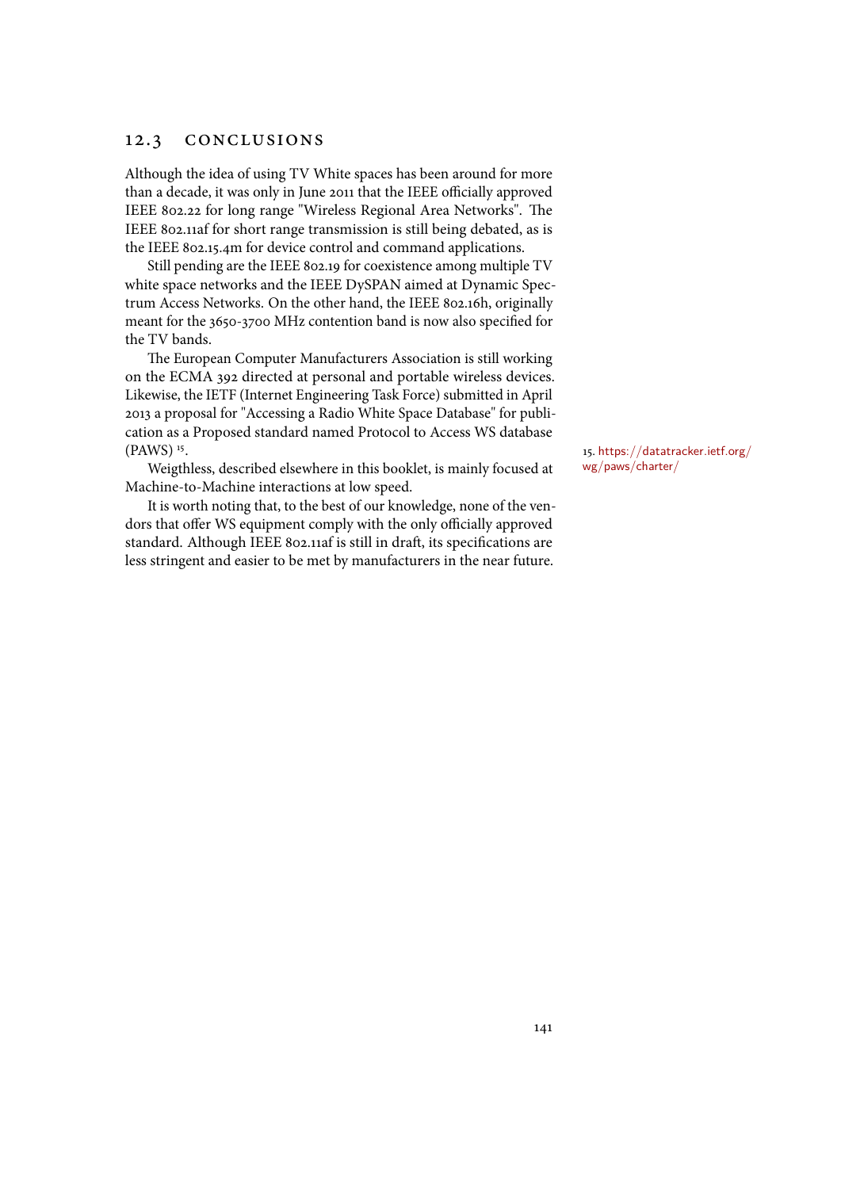## 12.3 CONCLUSIONS

Although the idea of using TV White spaces has been around for more than a decade, it was only in June 2011 that the IEEE officially approved IEEE 802.22 for long range "Wireless Regional Area Networks". The IEEE 802.11af for short range transmission is still being debated, as is the IEEE 802.15.4m for device control and command applications.

Still pending are the IEEE 802.19 for coexistence among multiple TV white space networks and the IEEE DySPAN aimed at Dynamic Spectrum Access Networks. On the other hand, the IEEE 802.16h, originally meant for the 3650-3700 MHz contention band is now also specified for the TV bands.

The European Computer Manufacturers Association is still working on the ECMA 392 directed at personal and portable wireless devices. Likewise, the IETF (Internet Engineering Task Force) submitted in April 2013 a proposal for "Accessing a Radio White Space Database" for publication as a Proposed standard named Protocol to Access WS database (PAWS) [15].

Weigthless, described elsewhere in this booklet, is mainly focused at Machine-to-Machine interactions at low speed.

It is worth noting that, to the best of our knowledge, none of the vendors that offer WS equipment comply with the only officially approved standard. Although IEEE 802.11af is still in draft, its specifications are less stringent and easier to be met by manufacturers in the near future.

15. https://datatracker.ietf.org/wg/paws/charter/